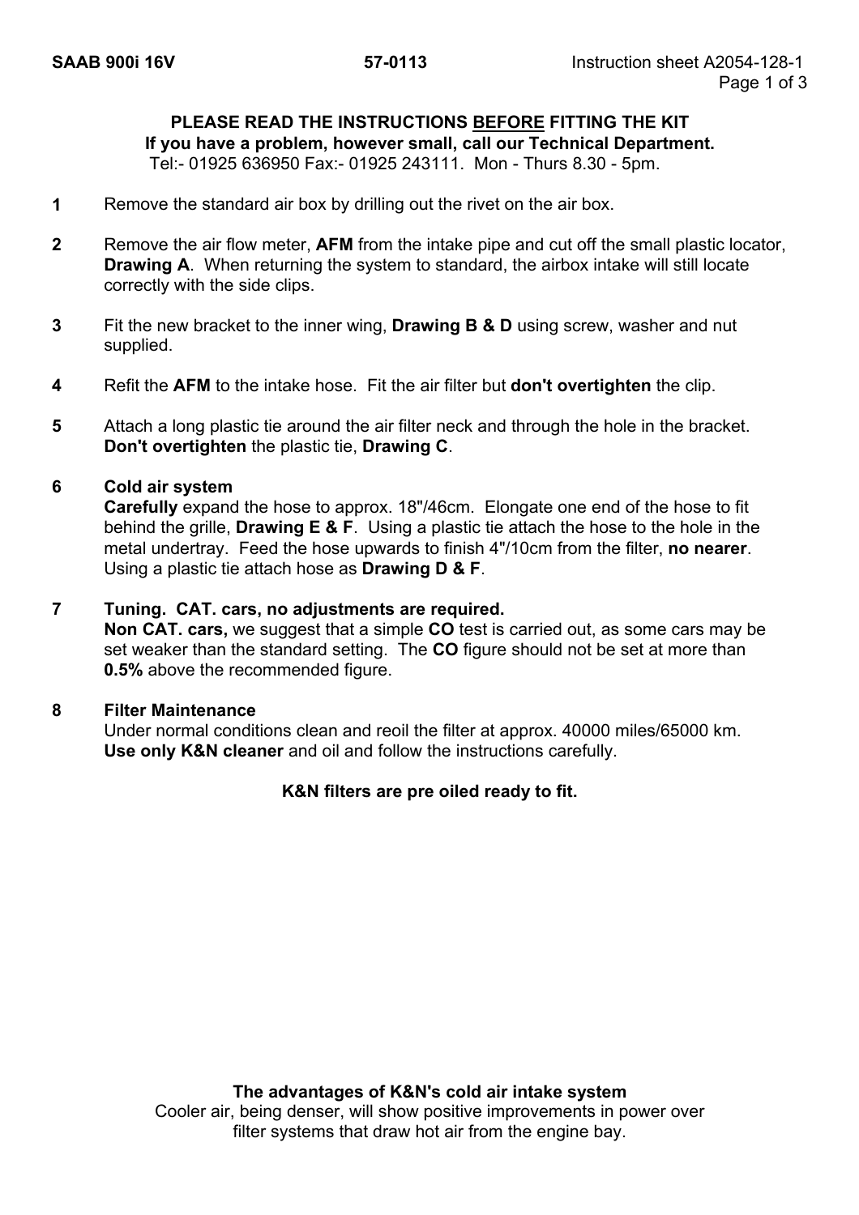SAAB 900i 16V **57-0113** Instruction sheet A2054-128-1

**PLEASE READ THE INSTRUCTIONS BEFORE FITTING THE KIT**
**If you have a problem, however small, call our Technical Department.**
Tel:- 01925 636950 Fax:- 01925 243111. Mon - Thurs 8.30 - 5pm.

**1** Remove the standard air box by drilling out the rivet on the air box.

**2** Remove the air flow meter, **AFM** from the intake pipe and cut off the small plastic locator, **Drawing A**. When returning the system to standard, the airbox intake will still locate correctly with the side clips.

**3** Fit the new bracket to the inner wing, **Drawing B & D** using screw, washer and nut supplied.

**4** Refit the **AFM** to the intake hose. Fit the air filter but **don't overtighten** the clip.

**5** Attach a long plastic tie around the air filter neck and through the hole in the bracket. **Don't overtighten** the plastic tie, **Drawing C**.

**6** **Cold air system**
**Carefully** expand the hose to approx. 18"/46cm. Elongate one end of the hose to fit behind the grille, **Drawing E & F**. Using a plastic tie attach the hose to the hole in the metal undertray. Feed the hose upwards to finish 4"/10cm from the filter, **no nearer**. Using a plastic tie attach hose as **Drawing D & F**.

**7** **Tuning. CAT. cars, no adjustments are required.**
**Non CAT. cars,** we suggest that a simple **CO** test is carried out, as some cars may be set weaker than the standard setting. The **CO** figure should not be set at more than **0.5%** above the recommended figure.

**8** **Filter Maintenance**
Under normal conditions clean and reoil the filter at approx. 40000 miles/65000 km. **Use only K&N cleaner** and oil and follow the instructions carefully.

**K&N filters are pre oiled ready to fit.**

**The advantages of K&N's cold air intake system**
Cooler air, being denser, will show positive improvements in power over filter systems that draw hot air from the engine bay.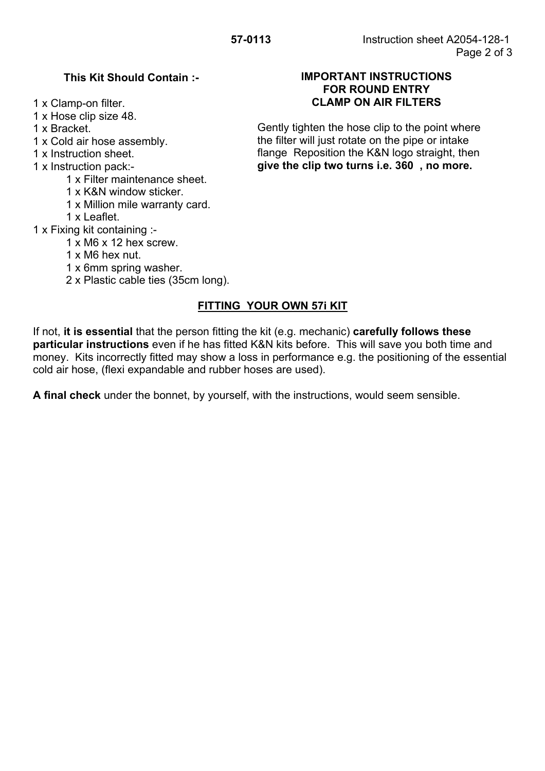**57-0113** Instruction sheet A2054-128-1

### This Kit Should Contain :-

1 x Clamp-on filter.
1 x Hose clip size 48.
1 x Bracket.
1 x Cold air hose assembly.
1 x Instruction sheet.
1 x Instruction pack:-
- 1 x Filter maintenance sheet.
- 1 x K&N window sticker.
- 1 x Million mile warranty card.
- 1 x Leaflet.

1 x Fixing kit containing :-
- 1 x M6 x 12 hex screw.
- 1 x M6 hex nut.
- 1 x 6mm spring washer.
- 2 x Plastic cable ties (35cm long).

### IMPORTANT INSTRUCTIONS FOR ROUND ENTRY CLAMP ON AIR FILTERS

Gently tighten the hose clip to the point where the filter will just rotate on the pipe or intake flange Reposition the K&N logo straight, then **give the clip two turns i.e. 360 , no more.**

## FITTING YOUR OWN 57i KIT

If not, **it is essential** that the person fitting the kit (e.g. mechanic) **carefully follows these particular instructions** even if he has fitted K&N kits before. This will save you both time and money. Kits incorrectly fitted may show a loss in performance e.g. the positioning of the essential cold air hose, (flexi expandable and rubber hoses are used).

**A final check** under the bonnet, by yourself, with the instructions, would seem sensible.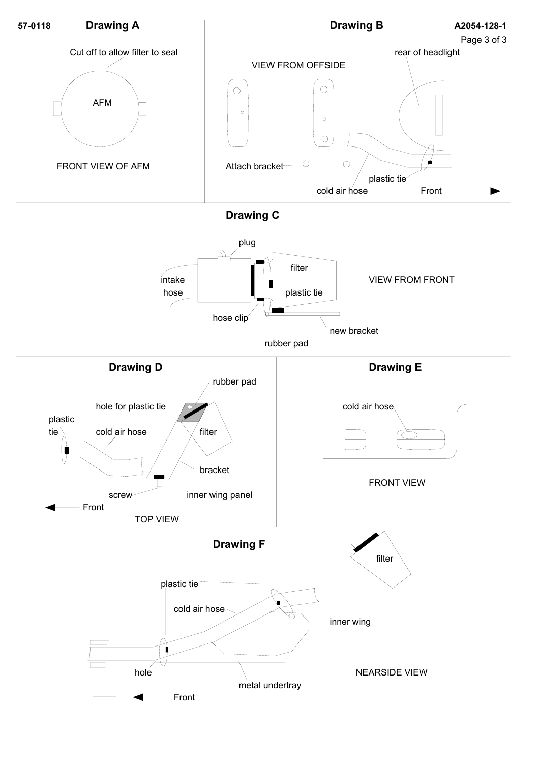57-0118

## Drawing A

Cut off to allow filter to seal

AFM

FRONT VIEW OF AFM

## Drawing B

A2054-128-1

VIEW FROM OFFSIDE

rear of headlight

Attach bracket

plastic tie

cold air hose

Front

## Drawing C

plug

intake hose

filter

plastic tie

hose clip

new bracket

rubber pad

VIEW FROM FRONT

## Drawing D

rubber pad

hole for plastic tie

plastic tie

cold air hose

filter

bracket

screw

inner wing panel

Front

TOP VIEW

## Drawing E

cold air hose

FRONT VIEW

## Drawing F

filter

plastic tie

cold air hose

inner wing

hole

metal undertray

NEARSIDE VIEW

Front